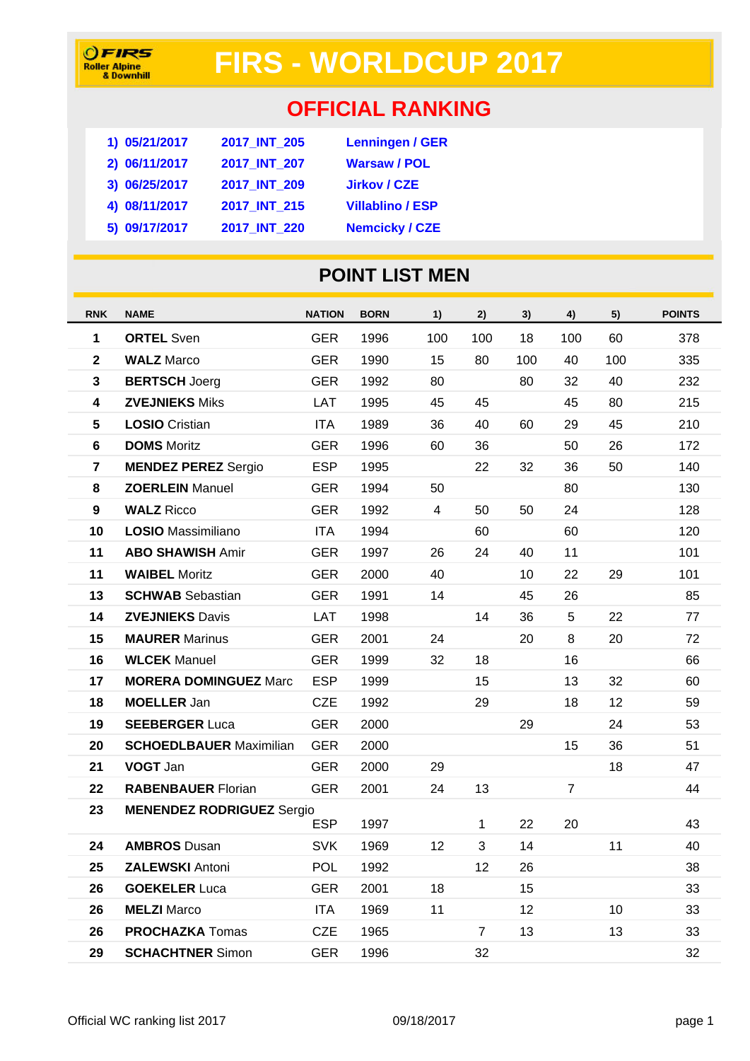# FIRS - WORLDCUP 2017

## OFFICIAL RANKING

| | | |
|---|---|---|
| **1) 05/21/2017** | **2017_INT_205** | **Lenningen / GER** |
| **2) 06/11/2017** | **2017_INT_207** | **Warsaw / POL** |
| **3) 06/25/2017** | **2017_INT_209** | **Jirkov / CZE** |
| **4) 08/11/2017** | **2017_INT_215** | **Villablino / ESP** |
| **5) 09/17/2017** | **2017_INT_220** | **Nemcicky / CZE** |

## POINT LIST MEN

| RNK | NAME | NATION | BORN | 1) | 2) | 3) | 4) | 5) | POINTS |
|---|---|---|---|---|---|---|---|---|---|
| **1** | **ORTEL** Sven | GER | 1996 | 100 | 100 | 18 | 100 | 60 | 378 |
| **2** | **WALZ** Marco | GER | 1990 | 15 | 80 | 100 | 40 | 100 | 335 |
| **3** | **BERTSCH** Joerg | GER | 1992 | 80 | | 80 | 32 | 40 | 232 |
| **4** | **ZVEJNIEKS** Miks | LAT | 1995 | 45 | 45 | | 45 | 80 | 215 |
| **5** | **LOSIO** Cristian | ITA | 1989 | 36 | 40 | 60 | 29 | 45 | 210 |
| **6** | **DOMS** Moritz | GER | 1996 | 60 | 36 | | 50 | 26 | 172 |
| **7** | **MENDEZ PEREZ** Sergio | ESP | 1995 | | 22 | 32 | 36 | 50 | 140 |
| **8** | **ZOERLEIN** Manuel | GER | 1994 | 50 | | | 80 | | 130 |
| **9** | **WALZ** Ricco | GER | 1992 | 4 | 50 | 50 | 24 | | 128 |
| **10** | **LOSIO** Massimiliano | ITA | 1994 | | 60 | | 60 | | 120 |
| **11** | **ABO SHAWISH** Amir | GER | 1997 | 26 | 24 | 40 | 11 | | 101 |
| **11** | **WAIBEL** Moritz | GER | 2000 | 40 | | 10 | 22 | 29 | 101 |
| **13** | **SCHWAB** Sebastian | GER | 1991 | 14 | | 45 | 26 | | 85 |
| **14** | **ZVEJNIEKS** Davis | LAT | 1998 | | 14 | 36 | 5 | 22 | 77 |
| **15** | **MAURER** Marinus | GER | 2001 | 24 | | 20 | 8 | 20 | 72 |
| **16** | **WLCEK** Manuel | GER | 1999 | 32 | 18 | | 16 | | 66 |
| **17** | **MORERA DOMINGUEZ** Marc | ESP | 1999 | | 15 | | 13 | 32 | 60 |
| **18** | **MOELLER** Jan | CZE | 1992 | | 29 | | 18 | 12 | 59 |
| **19** | **SEEBERGER** Luca | GER | 2000 | | | 29 | | 24 | 53 |
| **20** | **SCHOEDLBAUER** Maximilian | GER | 2000 | | | | 15 | 36 | 51 |
| **21** | **VOGT** Jan | GER | 2000 | 29 | | | | 18 | 47 |
| **22** | **RABENBAUER** Florian | GER | 2001 | 24 | 13 | | 7 | | 44 |
| **23** | **MENENDEZ RODRIGUEZ** Sergio | ESP | 1997 | | 1 | 22 | 20 | | 43 |
| **24** | **AMBROS** Dusan | SVK | 1969 | 12 | 3 | 14 | | 11 | 40 |
| **25** | **ZALEWSKI** Antoni | POL | 1992 | | 12 | 26 | | | 38 |
| **26** | **GOEKELER** Luca | GER | 2001 | 18 | | 15 | | | 33 |
| **26** | **MELZI** Marco | ITA | 1969 | 11 | | 12 | | 10 | 33 |
| **26** | **PROCHAZKA** Tomas | CZE | 1965 | | 7 | 13 | | 13 | 33 |
| **29** | **SCHACHTNER** Simon | GER | 1996 | | 32 | | | | 32 |

Official WC ranking list 2017 09/18/2017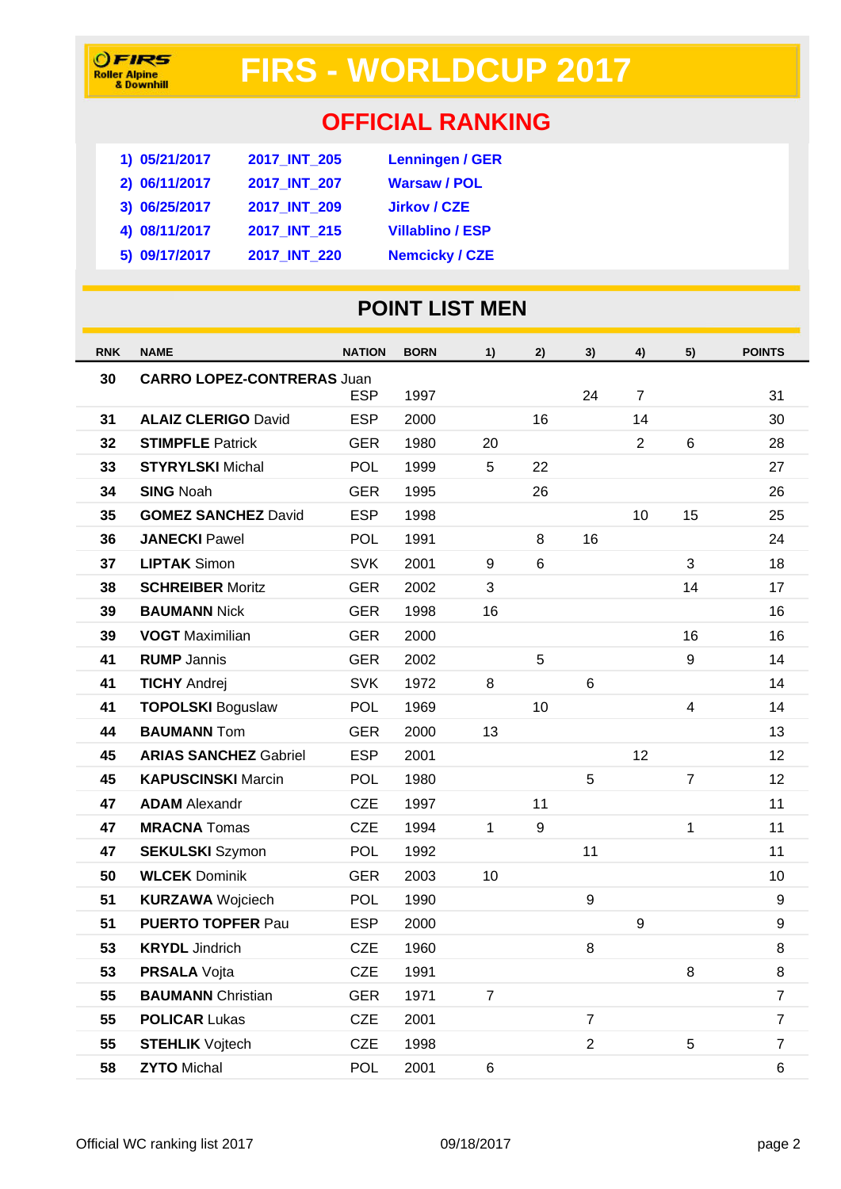# FIRS - WORLDCUP 2017

FIRS Roller Alpine & Downhill

## OFFICIAL RANKING

| | | |
|---|---|---|
| 1) 05/21/2017 | 2017_INT_205 | Lenningen / GER |
| 2) 06/11/2017 | 2017_INT_207 | Warsaw / POL |
| 3) 06/25/2017 | 2017_INT_209 | Jirkov / CZE |
| 4) 08/11/2017 | 2017_INT_215 | Villablino / ESP |
| 5) 09/17/2017 | 2017_INT_220 | Nemcicky / CZE |

## POINT LIST MEN

| RNK | NAME | NATION | BORN | 1) | 2) | 3) | 4) | 5) | POINTS |
|---|---|---|---|---|---|---|---|---|---|
| 30 | **CARRO LOPEZ-CONTRERAS** Juan | ESP | 1997 | | | 24 | 7 | | 31 |
| 31 | **ALAIZ CLERIGO** David | ESP | 2000 | | 16 | | 14 | | 30 |
| 32 | **STIMPFLE** Patrick | GER | 1980 | 20 | | | 2 | 6 | 28 |
| 33 | **STYRYLSKI** Michal | POL | 1999 | 5 | 22 | | | | 27 |
| 34 | **SING** Noah | GER | 1995 | | 26 | | | | 26 |
| 35 | **GOMEZ SANCHEZ** David | ESP | 1998 | | | | 10 | 15 | 25 |
| 36 | **JANECKI** Pawel | POL | 1991 | | 8 | 16 | | | 24 |
| 37 | **LIPTAK** Simon | SVK | 2001 | 9 | 6 | | | 3 | 18 |
| 38 | **SCHREIBER** Moritz | GER | 2002 | 3 | | | | 14 | 17 |
| 39 | **BAUMANN** Nick | GER | 1998 | 16 | | | | | 16 |
| 39 | **VOGT** Maximilian | GER | 2000 | | | | | 16 | 16 |
| 41 | **RUMP** Jannis | GER | 2002 | | 5 | | | 9 | 14 |
| 41 | **TICHY** Andrej | SVK | 1972 | 8 | | 6 | | | 14 |
| 41 | **TOPOLSKI** Boguslaw | POL | 1969 | | 10 | | | 4 | 14 |
| 44 | **BAUMANN** Tom | GER | 2000 | 13 | | | | | 13 |
| 45 | **ARIAS SANCHEZ** Gabriel | ESP | 2001 | | | | 12 | | 12 |
| 45 | **KAPUSCINSKI** Marcin | POL | 1980 | | | 5 | | 7 | 12 |
| 47 | **ADAM** Alexandr | CZE | 1997 | | 11 | | | | 11 |
| 47 | **MRACNA** Tomas | CZE | 1994 | 1 | 9 | | | 1 | 11 |
| 47 | **SEKULSKI** Szymon | POL | 1992 | | | 11 | | | 11 |
| 50 | **WLCEK** Dominik | GER | 2003 | 10 | | | | | 10 |
| 51 | **KURZAWA** Wojciech | POL | 1990 | | | 9 | | | 9 |
| 51 | **PUERTO TOPFER** Pau | ESP | 2000 | | | | 9 | | 9 |
| 53 | **KRYDL** Jindrich | CZE | 1960 | | | 8 | | | 8 |
| 53 | **PRSALA** Vojta | CZE | 1991 | | | | | 8 | 8 |
| 55 | **BAUMANN** Christian | GER | 1971 | 7 | | | | | 7 |
| 55 | **POLICAR** Lukas | CZE | 2001 | | | 7 | | | 7 |
| 55 | **STEHLIK** Vojtech | CZE | 1998 | | | 2 | | 5 | 7 |
| 58 | **ZYTO** Michal | POL | 2001 | 6 | | | | | 6 |

Official WC ranking list 2017 09/18/2017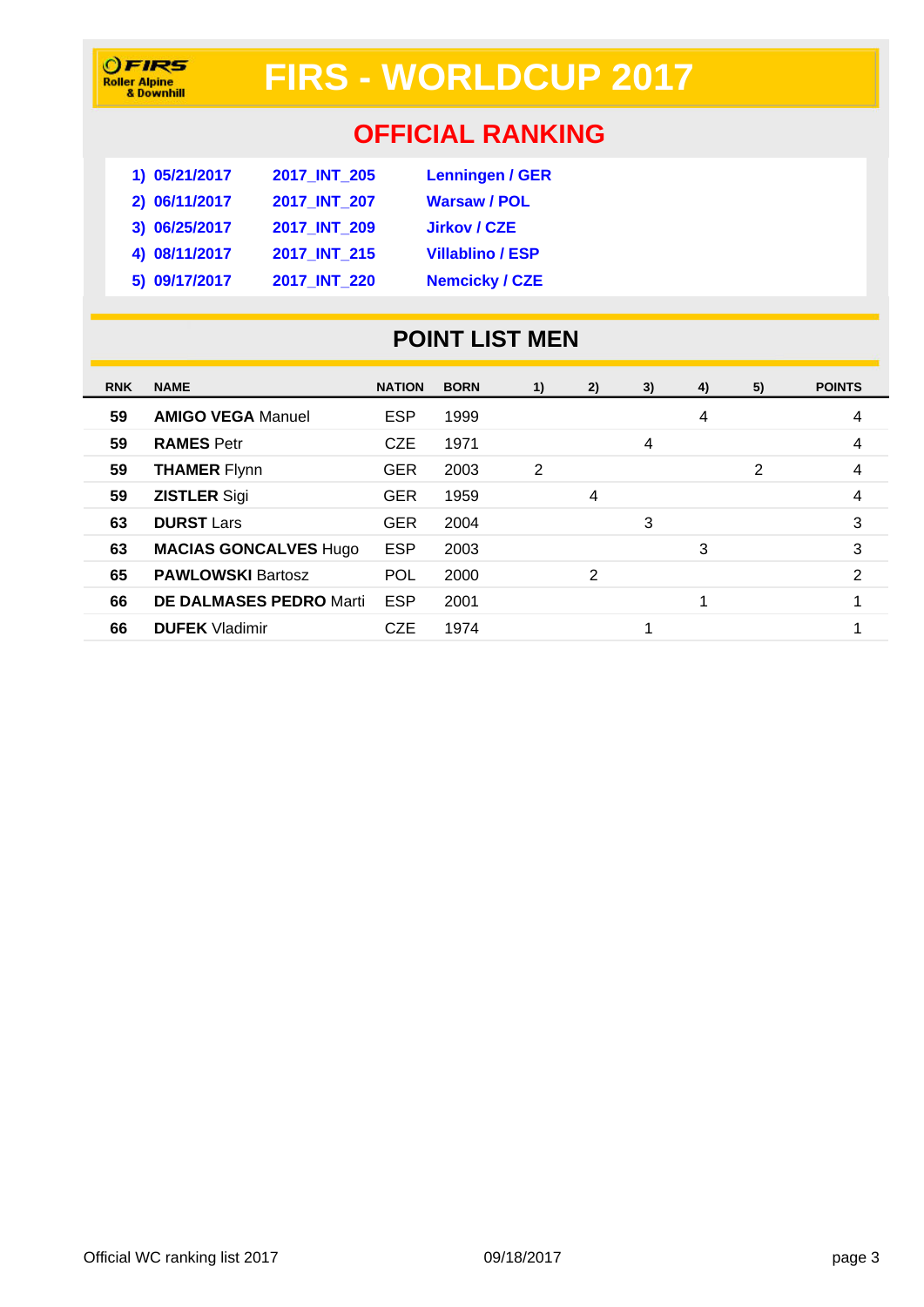FIRS Roller Alpine & Downhill

# FIRS - WORLDCUP 2017

## OFFICIAL RANKING

| | | |
|---|---|---|
| 1) 05/21/2017 | 2017_INT_205 | Lenningen / GER |
| 2) 06/11/2017 | 2017_INT_207 | Warsaw / POL |
| 3) 06/25/2017 | 2017_INT_209 | Jirkov / CZE |
| 4) 08/11/2017 | 2017_INT_215 | Villablino / ESP |
| 5) 09/17/2017 | 2017_INT_220 | Nemcicky / CZE |

## POINT LIST MEN

| RNK | NAME | NATION | BORN | 1) | 2) | 3) | 4) | 5) | POINTS |
|---|---|---|---|---|---|---|---|---|---|
| 59 | **AMIGO VEGA** Manuel | ESP | 1999 | | | | 4 | | 4 |
| 59 | **RAMES** Petr | CZE | 1971 | | | 4 | | | 4 |
| 59 | **THAMER** Flynn | GER | 2003 | 2 | | | | 2 | 4 |
| 59 | **ZISTLER** Sigi | GER | 1959 | | 4 | | | | 4 |
| 63 | **DURST** Lars | GER | 2004 | | | 3 | | | 3 |
| 63 | **MACIAS GONCALVES** Hugo | ESP | 2003 | | | | 3 | | 3 |
| 65 | **PAWLOWSKI** Bartosz | POL | 2000 | | 2 | | | | 2 |
| 66 | **DE DALMASES PEDRO** Marti | ESP | 2001 | | | | 1 | | 1 |
| 66 | **DUFEK** Vladimir | CZE | 1974 | | | 1 | | | 1 |

Official WC ranking list 2017 09/18/2017